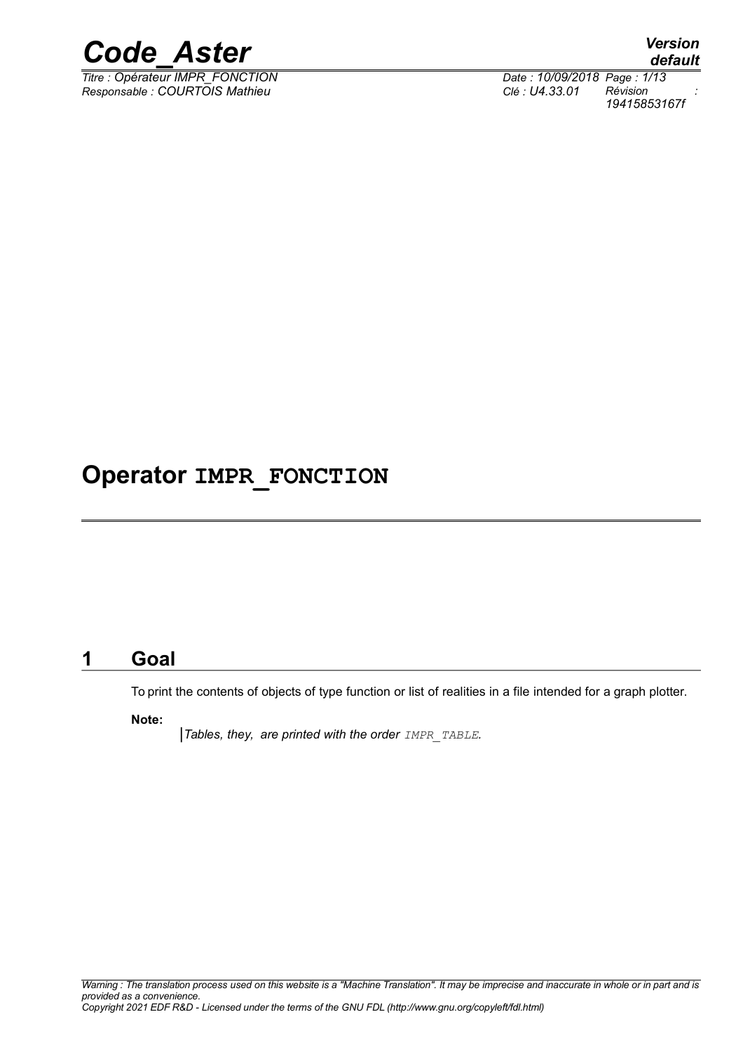# Operator IMPR_FONCTION

## 1 Goal

To print the contents of objects of type function or list of realities in a file intended for a graph plotter.

**Note:**

*Tables, they, are printed with the order IMPR_TABLE.*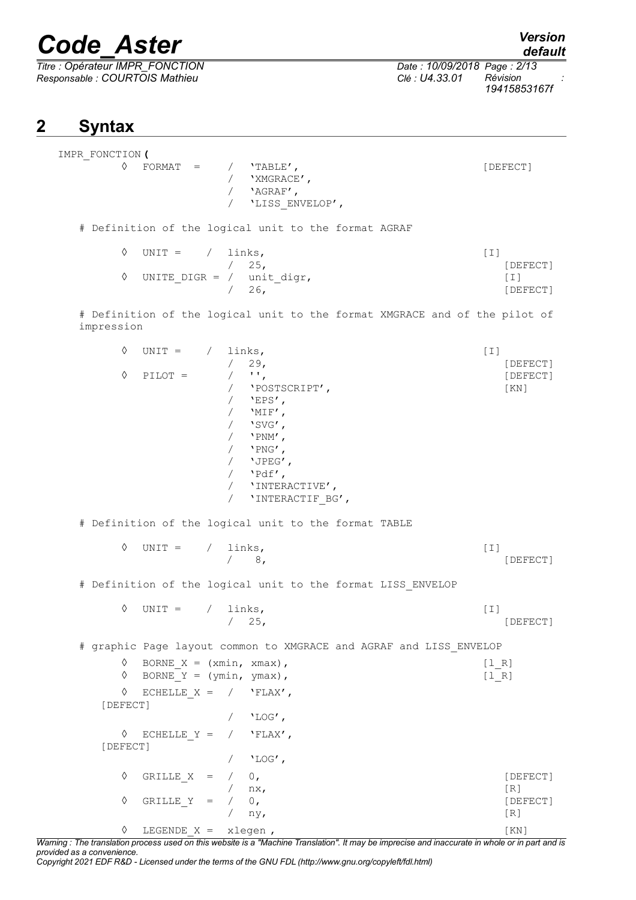## 2 Syntax

```
IMPR_FONCTION (
        ◊  FORMAT  =    /  'TABLE',                                   [DEFECT]
                        /  'XMGRACE',
                        /  'AGRAF',
                        /  'LISS_ENVELOP',

    # Definition of the logical unit to the format AGRAF

        ◊  UNIT =    /  links,                                        [I]
                     /  25,                                              [DEFECT]
        ◊  UNITE_DIGR = /  unit_digr,                                  [I]
                        /  26,                                           [DEFECT]

    # Definition of the logical unit to the format XMGRACE and of the pilot of
    impression

        ◊  UNIT =    /  links,                                        [I]
                     /  29,                                              [DEFECT]
        ◊  PILOT =      /  '',                                           [DEFECT]
                        /  'POSTSCRIPT',                                 [KN]
                        /  'EPS',
                        /  'MIF',
                        /  'SVG',
                        /  'PNM',
                        /  'PNG',
                        /  'JPEG',
                        /  'Pdf',
                        /  'INTERACTIVE',
                        /  'INTERACTIF_BG',

    # Definition of the logical unit to the format TABLE

        ◊  UNIT =    /  links,                                        [I]
                     /   8,                                              [DEFECT]

    # Definition of the logical unit to the format LISS_ENVELOP

        ◊  UNIT =    /  links,                                        [I]
                     /  25,                                              [DEFECT]

    # graphic Page layout common to XMGRACE and AGRAF and LISS_ENVELOP

        ◊  BORNE_X = (xmin, xmax),                                    [l_R]
        ◊  BORNE_Y = (ymin, ymax),                                    [l_R]
        ◊  ECHELLE_X =  /  'FLAX',
    [DEFECT]
                        /  'LOG',
        ◊  ECHELLE_Y =  /  'FLAX',
    [DEFECT]
                        /  'LOG',
        ◊  GRILLE_X  =  /  0,                                            [DEFECT]
                        /  nx,                                           [R]
        ◊  GRILLE_Y  =  /  0,                                            [DEFECT]
                        /  ny,                                           [R]
        ◊  LEGENDE_X =  xlegen ,                                         [KN]
```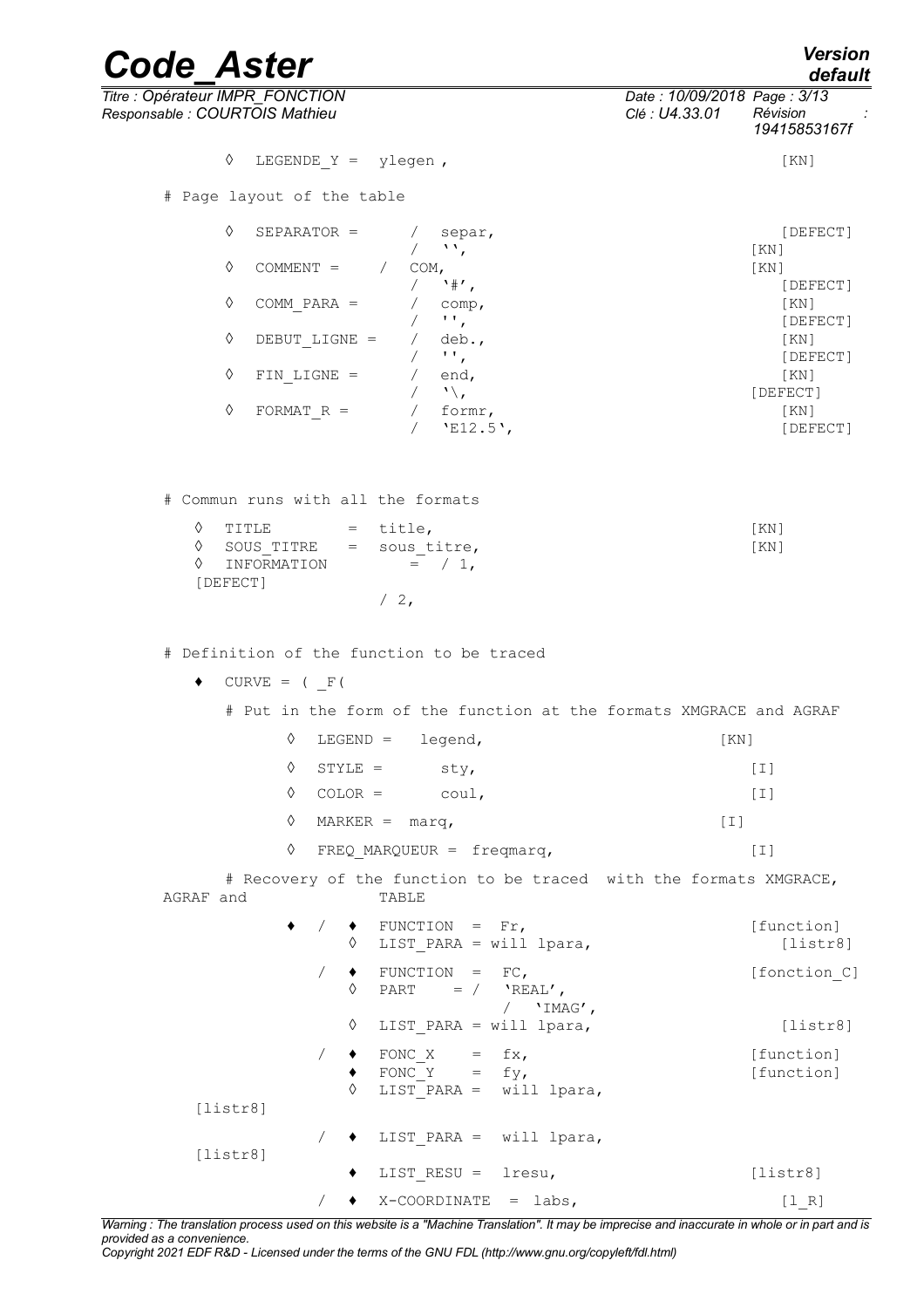```
    ◊  LEGENDE_Y =  ylegen ,                                    [KN]

# Page layout of the table

    ◊  SEPARATOR =      /  separar,                             [DEFECT]
                        /  '\',                               [KN]
    ◊  COMMENT =      /  COM,                                 [KN]
                        /  '#',                                 [DEFECT]
    ◊  COMM_PARA =      /  comp,                                [KN]
                        /  '',                                  [DEFECT]
    ◊  DEBUT_LIGNE =    /  deb.,                                [KN]
                        /  '',                                  [DEFECT]
    ◊  FIN_LIGNE =      /  end,                                 [KN]
                        /  '\,                                [DEFECT]
    ◊  FORMAT_R =       /  formr,                               [KN]
                        /  'E12.5',                             [DEFECT]


# Commun runs with all the formats

  ◊  TITLE         =  title,                                    [KN]
  ◊  SOUS_TITRE    =  sous_titre,                               [KN]
  ◊  INFORMATION        =  / 1,
  [DEFECT]
                          / 2,


# Definition of the function to be traced

  ♦  CURVE = ( _F(

     # Put in the form of the function at the formats XMGRACE and AGRAF

          ◊  LEGEND =   legend,                             [KN]

          ◊  STYLE =      sty,                                [I]

          ◊  COLOR =      coul,                               [I]

          ◊  MARKER =  marq,                                [I]

          ◊  FREQ_MARQUEUR =  freqmarq,                       [I]

     # Recovery of the function to be traced  with the formats XMGRACE,
AGRAF and              TABLE

          ♦  /  ♦  FUNCTION  =  Fr,                           [function]
                ◊  LIST_PARA = will lpara,                    [listr8]

             /  ♦  FUNCTION  =  FC,                           [fonction_C]
                ◊  PART    = /  'REAL',
                              /  'IMAG',
                ◊  LIST_PARA = will lpara,                    [listr8]

             /  ♦  FONC_X    =  fx,                           [function]
                ♦  FONC_Y    =  fy,                           [function]
                ◊  LIST_PARA =  will lpara,
  [listr8]

             /  ♦  LIST_PARA =  will lpara,
  [listr8]
                ♦  LIST_RESU =  lresu,                        [listr8]

             /  ♦  X-COORDINATE  =  labs,                     [l_R]
```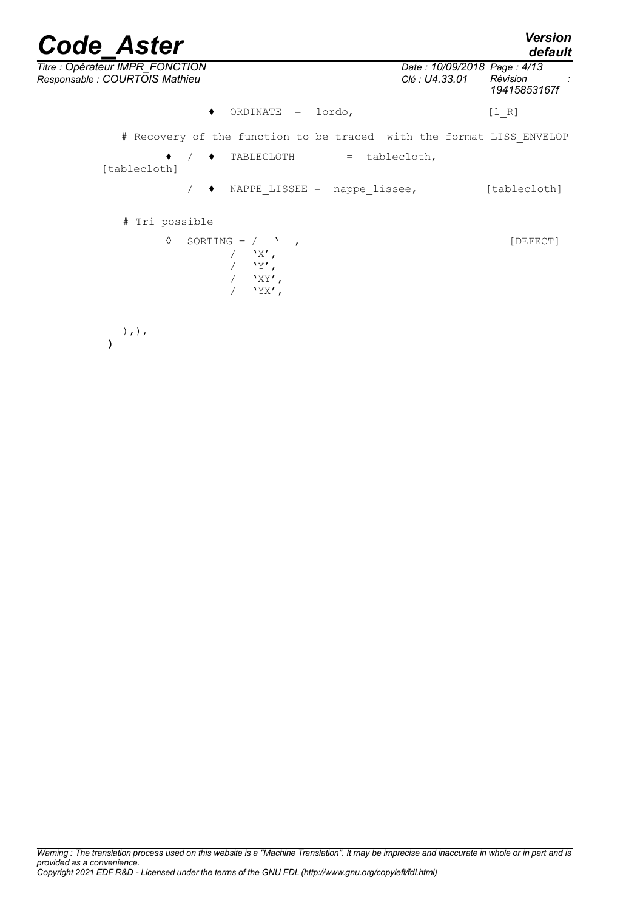```
            ♦  ORDINATE  =  lordo,                        [l_R]

    # Recovery of the function to be traced  with the format LISS_ENVELOP

        ♦  /  ♦  TABLECLOTH        = tablecloth,
[tablecloth]

           /  ♦  NAPPE_LISSEE =  nappe_lissee,          [tablecloth]


    # Tri possible

        ◊   SORTING = /  '  ,                                      [DEFECT]
                      /  'X',
                      /  'Y',
                      /  'XY',
                      /  'YX',


    ),),
)
```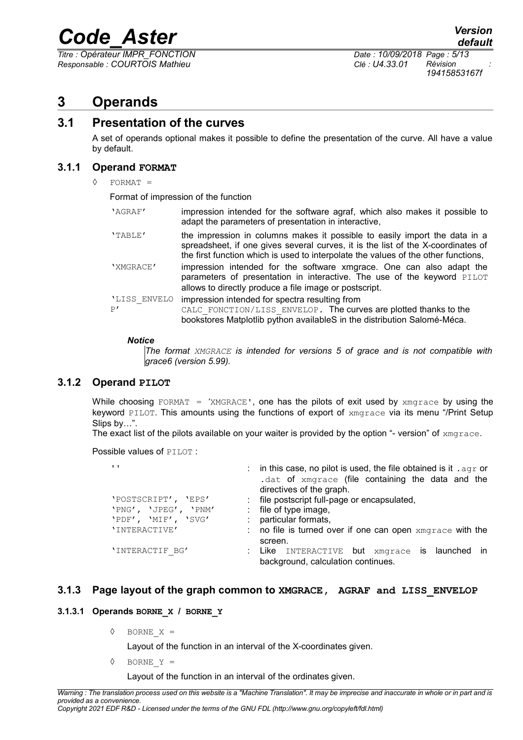# 3 Operands

## 3.1 Presentation of the curves

A set of operands optional makes it possible to define the presentation of the curve. All have a value by default.

### 3.1.1 Operand FORMAT

◊ FORMAT =

Format of impression of the function

| | |
|---|---|
| 'AGRAF' | impression intended for the software agraf, which also makes it possible to adapt the parameters of presentation in interactive, |
| 'TABLE' | the impression in columns makes it possible to easily import the data in a spreadsheet, if one gives several curves, it is the list of the X-coordinates of the first function which is used to interpolate the values of the other functions, |
| 'XMGRACE' | impression intended for the software xmgrace. One can also adapt the parameters of presentation in interactive. The use of the keyword PILOT allows to directly produce a file image or postscript. |
| 'LISS_ENVELOP' | impression intended for spectra resulting from CALC_FONCTION/LISS_ENVELOP. The curves are plotted thanks to the bookstores Matplotlib python availableS in the distribution Salomé-Méca. |

***Notice***

*The format XMGRACE is intended for versions 5 of grace and is not compatible with grace6 (version 5.99).*

### 3.1.2 Operand PILOT

While choosing FORMAT = 'XMGRACE', one has the pilots of exit used by xmgrace by using the keyword PILOT. This amounts using the functions of export of xmgrace via its menu "/Print Setup Slips by…".

The exact list of the pilots available on your waiter is provided by the option "- version" of xmgrace.

Possible values of PILOT :

| | |
|---|---|
| '' | : in this case, no pilot is used, the file obtained is it .agr or .dat of xmgrace (file containing the data and the directives of the graph. |
| 'POSTSCRIPT', 'EPS' | : file postscript full-page or encapsulated, |
| 'PNG', 'JPEG', 'PNM' | : file of type image, |
| 'PDF', 'MIF', 'SVG' | : particular formats, |
| 'INTERACTIVE' | : no file is turned over if one can open xmgrace with the screen. |
| 'INTERACTIF_BG' | : Like INTERACTIVE but xmgrace is launched in background, calculation continues. |

### 3.1.3 Page layout of the graph common to XMGRACE, AGRAF and LISS_ENVELOP

#### 3.1.3.1 Operands BORNE_X / BORNE_Y

◊ BORNE_X =

Layout of the function in an interval of the X-coordinates given.

◊ BORNE_Y =

Layout of the function in an interval of the ordinates given.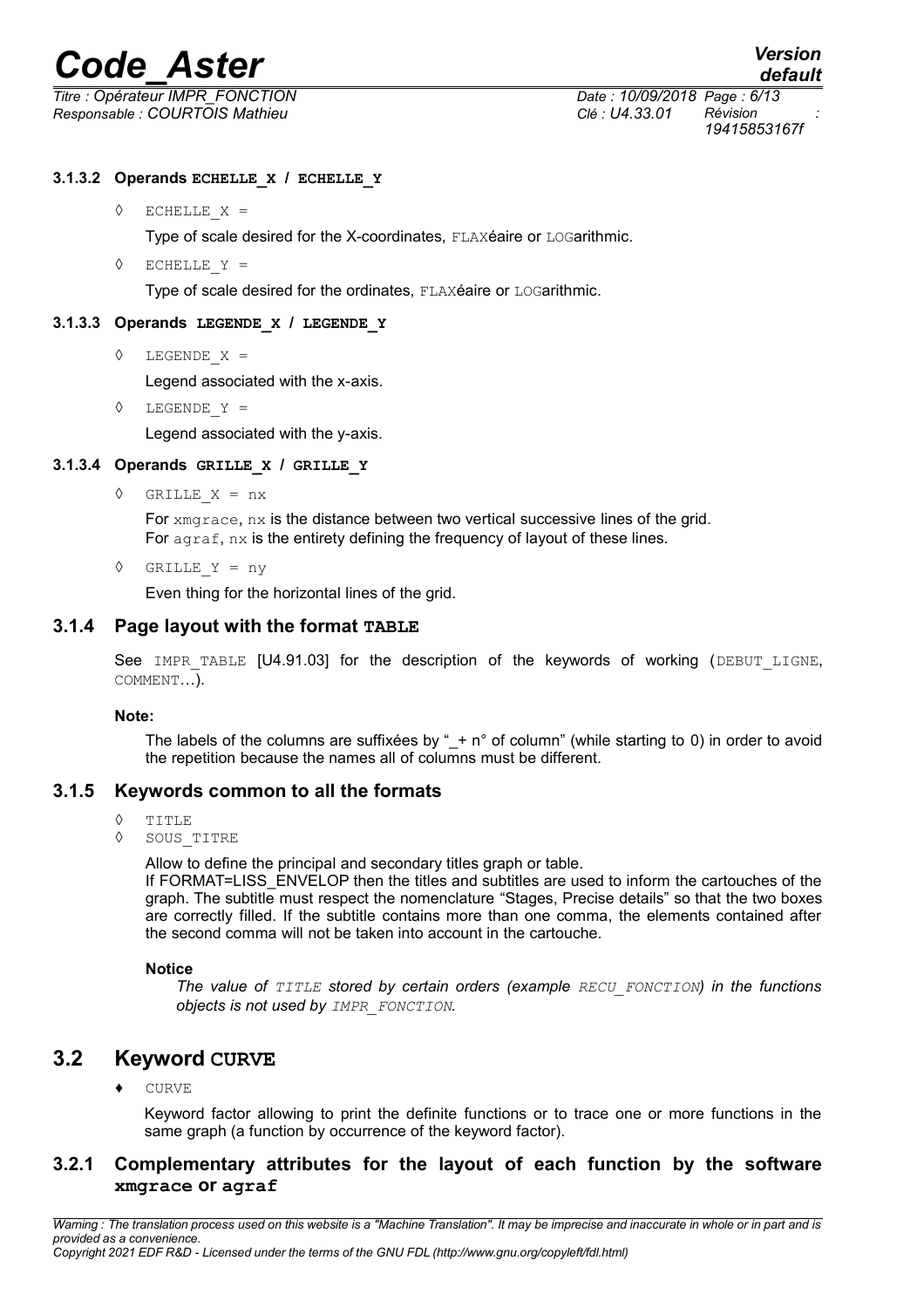#### 3.1.3.2 Operands `ECHELLE_X` / `ECHELLE_Y`

◊ `ECHELLE_X =`

Type of scale desired for the X-coordinates, `FLAX`éaire or `LOG`arithmic.

◊ `ECHELLE_Y =`

Type of scale desired for the ordinates, `FLAX`éaire or `LOG`arithmic.

#### 3.1.3.3 Operands `LEGENDE_X` / `LEGENDE_Y`

◊ `LEGENDE_X =`

Legend associated with the x-axis.

◊ `LEGENDE_Y =`

Legend associated with the y-axis.

#### 3.1.3.4 Operands `GRILLE_X` / `GRILLE_Y`

◊ `GRILLE_X = nx`

For `xmgrace`, `nx` is the distance between two vertical successive lines of the grid.
For `agraf`, `nx` is the entirety defining the frequency of layout of these lines.

◊ `GRILLE_Y = ny`

Even thing for the horizontal lines of the grid.

### 3.1.4 Page layout with the format `TABLE`

See `IMPR_TABLE` [U4.91.03] for the description of the keywords of working (`DEBUT_LIGNE`, `COMMENT`…).

**Note:**

The labels of the columns are suffixées by "_+ n° of column" (while starting to 0) in order to avoid the repetition because the names all of columns must be different.

### 3.1.5 Keywords common to all the formats

◊ `TITLE`
◊ `SOUS_TITRE`

Allow to define the principal and secondary titles graph or table.
If FORMAT=LISS_ENVELOP then the titles and subtitles are used to inform the cartouches of the graph. The subtitle must respect the nomenclature "Stages, Precise details" so that the two boxes are correctly filled. If the subtitle contains more than one comma, the elements contained after the second comma will not be taken into account in the cartouche.

**Notice**

*The value of `TITLE` stored by certain orders (example `RECU_FONCTION`) in the functions objects is not used by `IMPR_FONCTION`.*

## 3.2 Keyword `CURVE`

♦ `CURVE`

Keyword factor allowing to print the definite functions or to trace one or more functions in the same graph (a function by occurrence of the keyword factor).

### 3.2.1 Complementary attributes for the layout of each function by the software `xmgrace` or `agraf`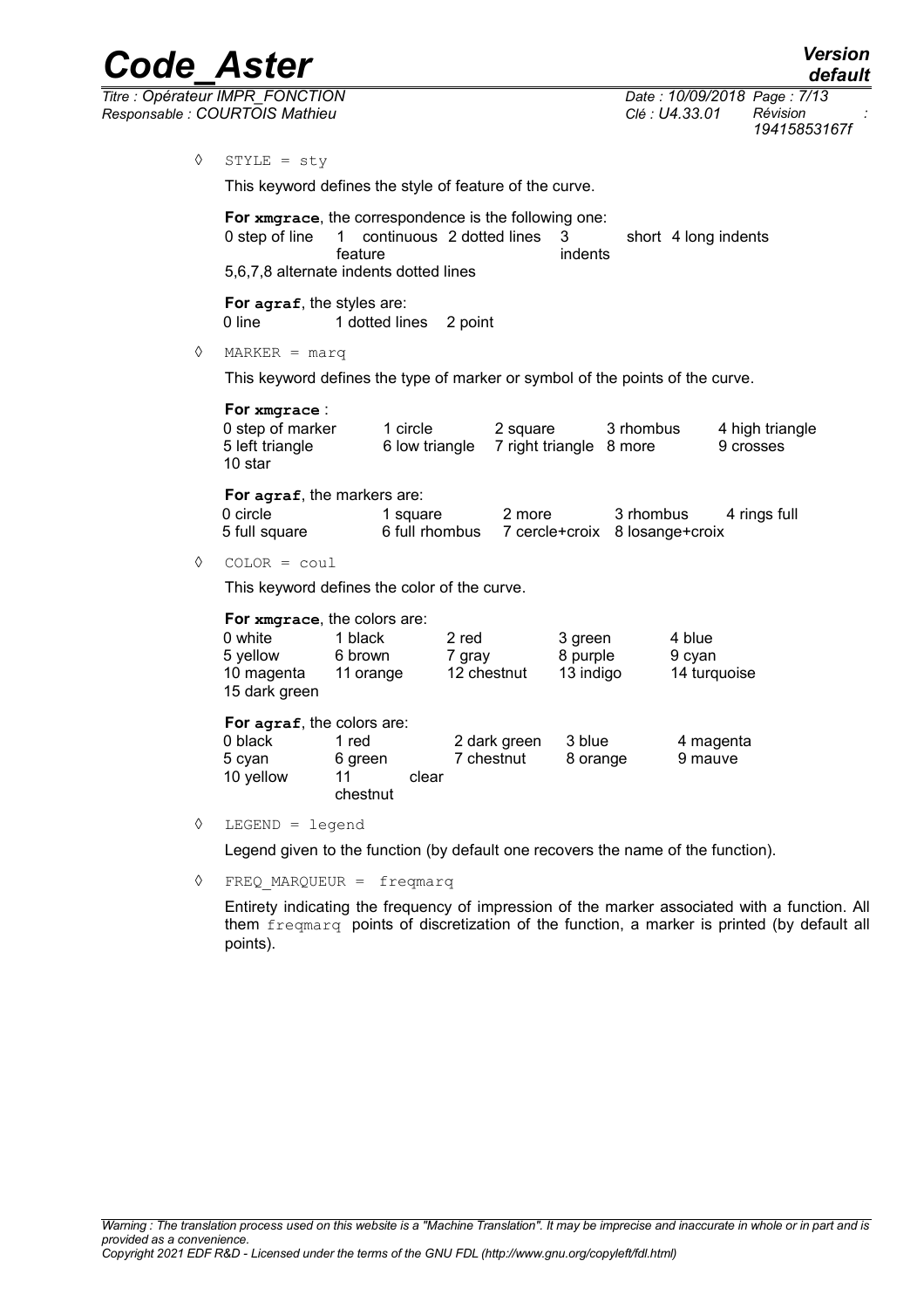◊ STYLE = sty

This keyword defines the style of feature of the curve.

**For xmgrace**, the correspondence is the following one:

| | | | | |
|---|---|---|---|---|
| 0 step of line | 1 continuous feature | 2 dotted lines | 3 short indents | 4 long indents |

5,6,7,8 alternate indents dotted lines

**For agraf**, the styles are:

| | | |
|---|---|---|
| 0 line | 1 dotted lines | 2 point |

◊ MARKER = marq

This keyword defines the type of marker or symbol of the points of the curve.

**For xmgrace** :

| | | | | |
|---|---|---|---|---|
| 0 step of marker | 1 circle | 2 square | 3 rhombus | 4 high triangle |
| 5 left triangle | 6 low triangle | 7 right triangle | 8 more | 9 crosses |
| 10 star | | | | |

**For agraf**, the markers are:

| | | | | |
|---|---|---|---|---|
| 0 circle | 1 square | 2 more | 3 rhombus | 4 rings full |
| 5 full square | 6 full rhombus | 7 cercle+croix | 8 losange+croix | |

◊ COLOR = coul

This keyword defines the color of the curve.

**For xmgrace**, the colors are:

| | | | | |
|---|---|---|---|---|
| 0 white | 1 black | 2 red | 3 green | 4 blue |
| 5 yellow | 6 brown | 7 gray | 8 purple | 9 cyan |
| 10 magenta | 11 orange | 12 chestnut | 13 indigo | 14 turquoise |
| 15 dark green | | | | |

**For agraf**, the colors are:

| | | | | |
|---|---|---|---|---|
| 0 black | 1 red | 2 dark green | 3 blue | 4 magenta |
| 5 cyan | 6 green | 7 chestnut | 8 orange | 9 mauve |
| 10 yellow | 11 clear chestnut | | | |

◊ LEGEND = legend

Legend given to the function (by default one recovers the name of the function).

◊ FREQ_MARQUEUR = freqmarq

Entirety indicating the frequency of impression of the marker associated with a function. All them freqmarq points of discretization of the function, a marker is printed (by default all points).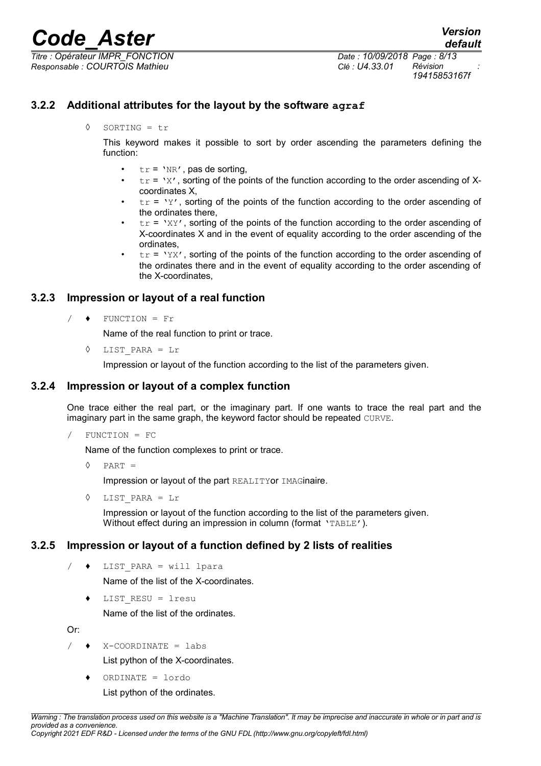### 3.2.2 Additional attributes for the layout by the software **agraf**

◊ SORTING = tr

This keyword makes it possible to sort by order ascending the parameters defining the function:

- tr = 'NR', pas de sorting,
- tr = 'X', sorting of the points of the function according to the order ascending of X-coordinates X,
- tr = 'Y', sorting of the points of the function according to the order ascending of the ordinates there,
- tr = 'XY', sorting of the points of the function according to the order ascending of X-coordinates X and in the event of equality according to the order ascending of the ordinates,
- tr = 'YX', sorting of the points of the function according to the order ascending of the ordinates there and in the event of equality according to the order ascending of the X-coordinates,

### 3.2.3 Impression or layout of a real function

/ ♦ FUNCTION = Fr

Name of the real function to print or trace.

◊ LIST_PARA = Lr

Impression or layout of the function according to the list of the parameters given.

### 3.2.4 Impression or layout of a complex function

One trace either the real part, or the imaginary part. If one wants to trace the real part and the imaginary part in the same graph, the keyword factor should be repeated CURVE.

/ FUNCTION = FC

Name of the function complexes to print or trace.

◊ PART =

Impression or layout of the part REALITYor IMAGinaire.

◊ LIST_PARA = Lr

Impression or layout of the function according to the list of the parameters given.
Without effect during an impression in column (format 'TABLE').

### 3.2.5 Impression or layout of a function defined by 2 lists of realities

/ ♦ LIST_PARA = will lpara

Name of the list of the X-coordinates.

♦ LIST_RESU = lresu

Name of the list of the ordinates.

Or:

/ ♦ X-COORDINATE = labs

List python of the X-coordinates.

♦ ORDINATE = lordo

List python of the ordinates.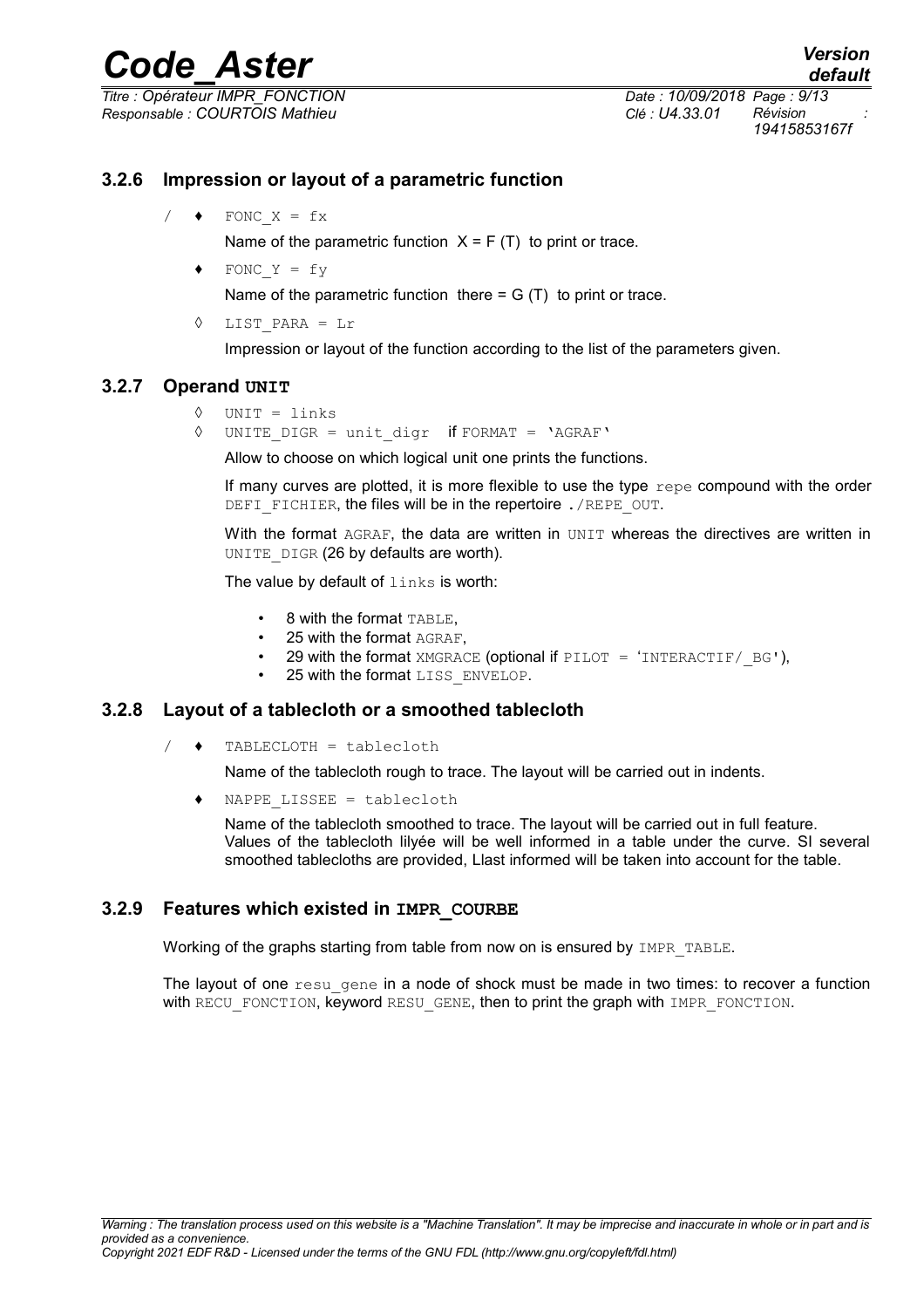### 3.2.6 Impression or layout of a parametric function

/ ♦ `FONC_X = fx`

Name of the parametric function X = F (T) to print or trace.

♦ `FONC_Y = fy`

Name of the parametric function there = G (T) to print or trace.

◊ `LIST_PARA = Lr`

Impression or layout of the function according to the list of the parameters given.

### 3.2.7 Operand UNIT

◊ `UNIT = links`

◊ `UNITE_DIGR = unit_digr` if `FORMAT = 'AGRAF'`

Allow to choose on which logical unit one prints the functions.

If many curves are plotted, it is more flexible to use the type `repe` compound with the order `DEFI_FICHIER`, the files will be in the repertoire `./REPE_OUT`.

With the format `AGRAF`, the data are written in `UNIT` whereas the directives are written in `UNITE_DIGR` (26 by defaults are worth).

The value by default of `links` is worth:

- 8 with the format `TABLE`,
- 25 with the format `AGRAF`,
- 29 with the format `XMGRACE` (optional if `PILOT = 'INTERACTIF/_BG'`),
- 25 with the format `LISS_ENVELOP`.

### 3.2.8 Layout of a tablecloth or a smoothed tablecloth

/ ♦ `TABLECLOTH = tablecloth`

Name of the tablecloth rough to trace. The layout will be carried out in indents.

♦ `NAPPE_LISSEE = tablecloth`

Name of the tablecloth smoothed to trace. The layout will be carried out in full feature. Values of the tablecloth lilyée will be well informed in a table under the curve. SI several smoothed tablecloths are provided, Llast informed will be taken into account for the table.

### 3.2.9 Features which existed in IMPR_COURBE

Working of the graphs starting from table from now on is ensured by `IMPR_TABLE`.

The layout of one `resu_gene` in a node of shock must be made in two times: to recover a function with `RECU_FONCTION`, keyword `RESU_GENE`, then to print the graph with `IMPR_FONCTION`.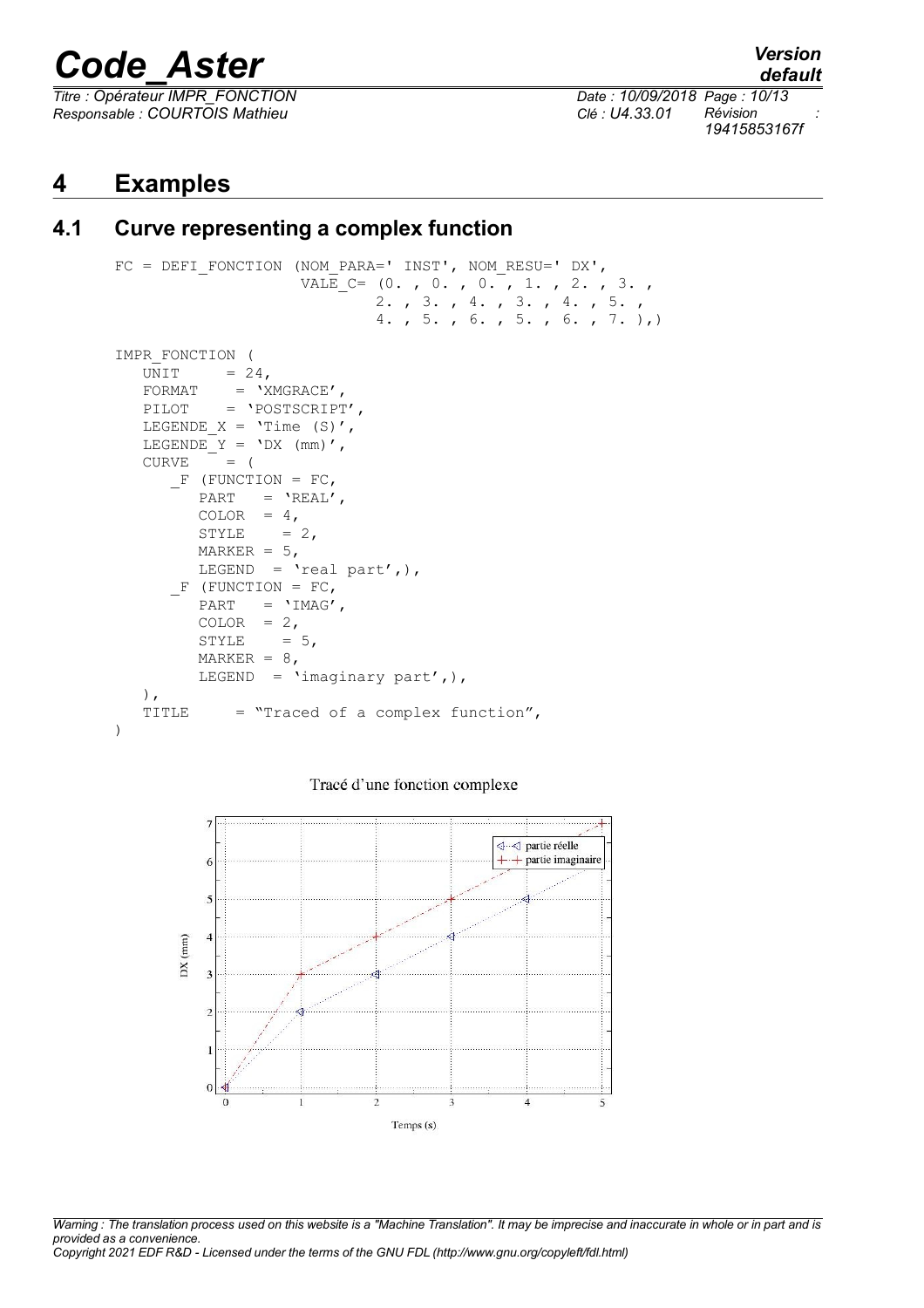# 4 Examples

## 4.1 Curve representing a complex function

```
FC = DEFI_FONCTION (NOM_PARA=' INST', NOM_RESU=' DX',
                    VALE_C= (0. , 0. , 0. , 1. , 2. , 3. ,
                             2. , 3. , 4. , 3. , 4. , 5. ,
                             4. , 5. , 6. , 5. , 6. , 7. ),)

IMPR_FONCTION (
   UNIT     = 24,
   FORMAT    = 'XMGRACE',
   PILOT    = 'POSTSCRIPT',
   LEGENDE_X = 'Time (S)',
   LEGENDE_Y = 'DX (mm)',
   CURVE    = (
      _F (FUNCTION = FC,
         PART   = 'REAL',
         COLOR  = 4,
         STYLE    = 2,
         MARKER = 5,
         LEGEND  = 'real part',),
      _F (FUNCTION = FC,
         PART   = 'IMAG',
         COLOR  = 2,
         STYLE    = 5,
         MARKER = 8,
         LEGEND  = 'imaginary part',),
   ),
   TITLE     = "Traced of a complex function",
)
```

Tracé d'une fonction complexe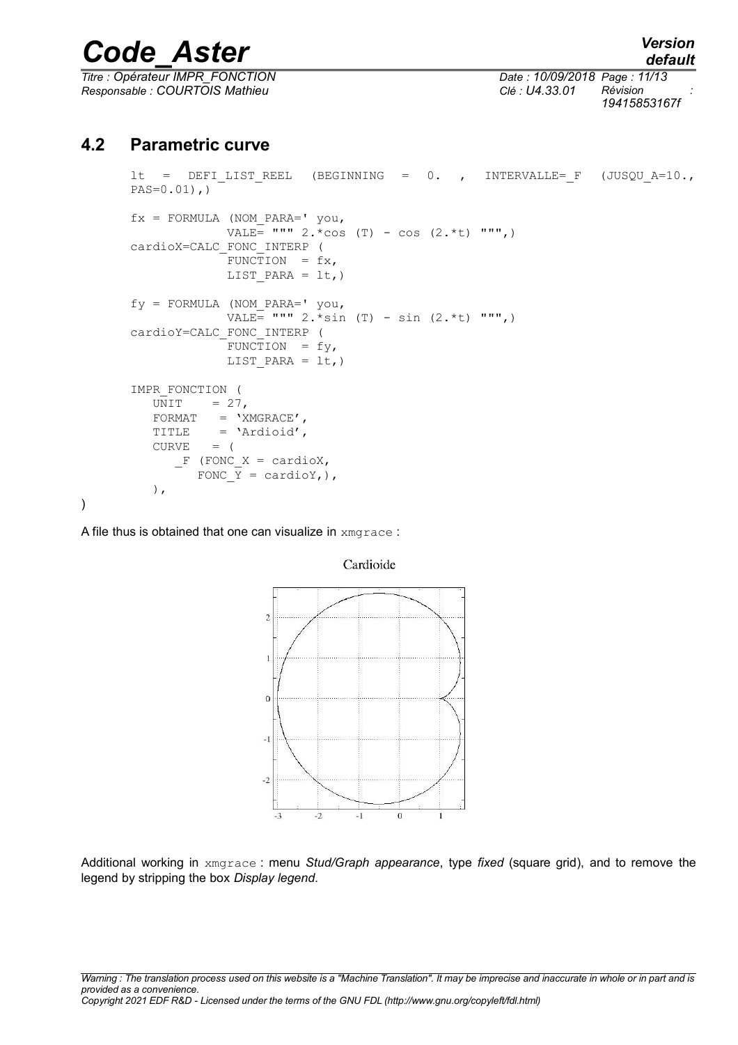## 4.2 Parametric curve

```
lt = DEFI_LIST_REEL (BEGINNING = 0. , INTERVALLE=_F (JUSQU_A=10.,
PAS=0.01),)

fx = FORMULA (NOM_PARA=' you,
              VALE= """ 2.*cos (T) - cos (2.*t) """,)
cardioX=CALC_FONC_INTERP (
              FUNCTION  = fx,
              LIST_PARA = lt,)

fy = FORMULA (NOM_PARA=' you,
              VALE= """ 2.*sin (T) - sin (2.*t) """,)
cardioY=CALC_FONC_INTERP (
              FUNCTION  = fy,
              LIST_PARA = lt,)

IMPR_FONCTION (
   UNIT    = 27,
   FORMAT   = 'XMGRACE',
   TITLE    = 'Ardioid',
   CURVE   = (
      _F (FONC_X = cardioX,
         FONC_Y = cardioY,),
   ),
)
```

A file thus is obtained that one can visualize in `xmgrace` :

Cardioide

Additional working in `xmgrace` : menu *Stud/Graph appearance*, type *fixed* (square grid), and to remove the legend by stripping the box *Display legend*.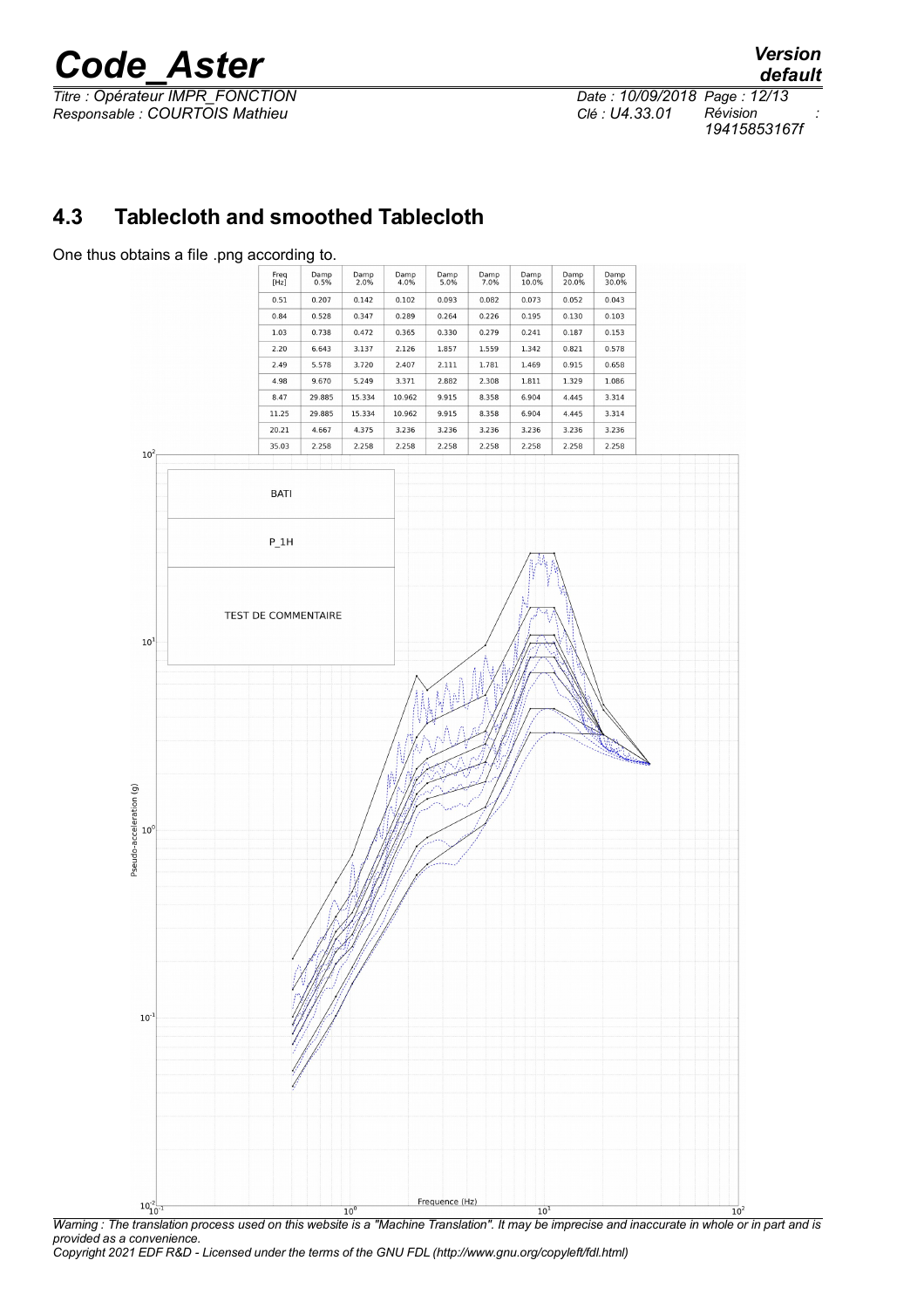## 4.3 Tablecloth and smoothed Tablecloth

One thus obtains a file .png according to.

| Freq [Hz] | Damp 0.5% | Damp 2.0% | Damp 4.0% | Damp 5.0% | Damp 7.0% | Damp 10.0% | Damp 20.0% | Damp 30.0% |
|---|---|---|---|---|---|---|---|---|
| 0.51 | 0.207 | 0.142 | 0.102 | 0.093 | 0.082 | 0.073 | 0.052 | 0.043 |
| 0.84 | 0.528 | 0.347 | 0.289 | 0.264 | 0.226 | 0.195 | 0.130 | 0.103 |
| 1.03 | 0.738 | 0.472 | 0.365 | 0.330 | 0.279 | 0.241 | 0.187 | 0.153 |
| 2.20 | 6.643 | 3.137 | 2.126 | 1.857 | 1.559 | 1.342 | 0.821 | 0.578 |
| 2.49 | 5.578 | 3.720 | 2.407 | 2.111 | 1.781 | 1.469 | 0.915 | 0.658 |
| 4.98 | 9.670 | 5.249 | 3.371 | 2.882 | 2.308 | 1.811 | 1.329 | 1.086 |
| 8.47 | 29.885 | 15.334 | 10.962 | 9.915 | 8.358 | 6.904 | 4.445 | 3.314 |
| 11.25 | 29.885 | 15.334 | 10.962 | 9.915 | 8.358 | 6.904 | 4.445 | 3.314 |
| 20.21 | 4.667 | 4.375 | 3.236 | 3.236 | 3.236 | 3.236 | 3.236 | 3.236 |
| 35.03 | 2.258 | 2.258 | 2.258 | 2.258 | 2.258 | 2.258 | 2.258 | 2.258 |